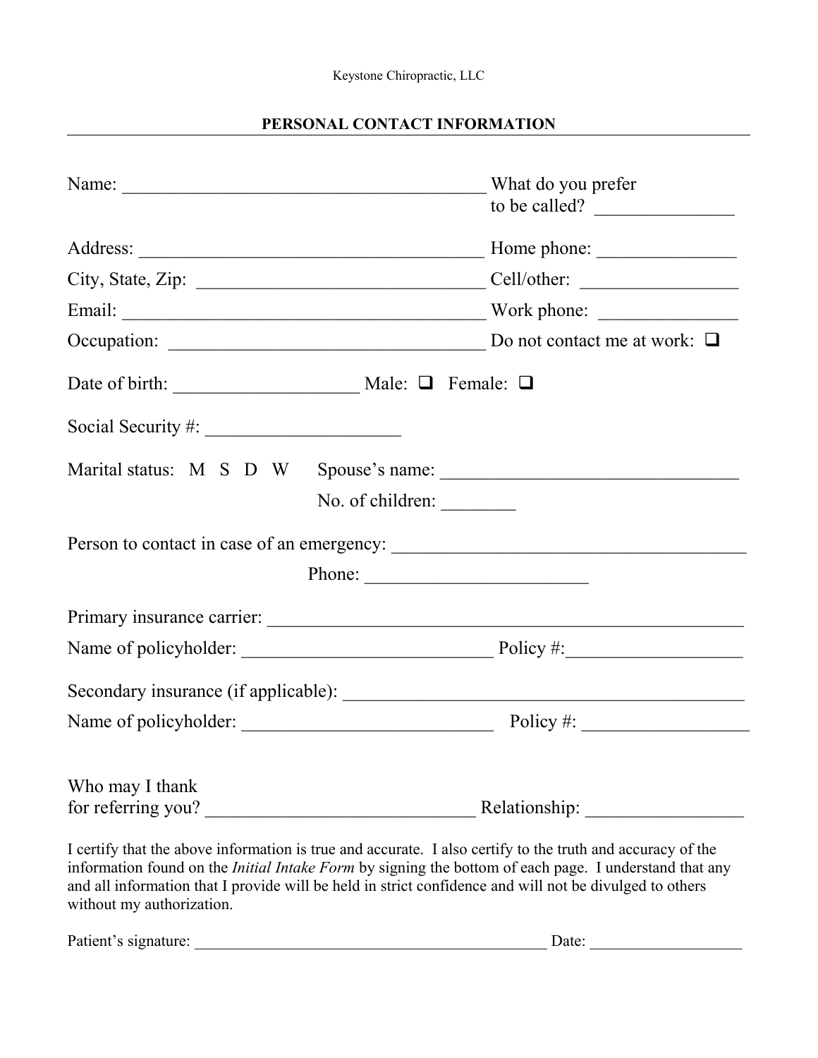Keystone Chiropractic, LLC

## PERSONAL CONTACT INFORMATION

Name: ________________________________________ What do you prefer to be called? _______________

Address: _____________________________________ Home phone: _______________

City, State, Zip: _______________________________ Cell/other: _________________

Email: ________________________________________ Work phone: _______________

Occupation: __________________________________ Do not contact me at work: ☐

Date of birth: ____________________ Male: ☐ Female: ☐

Social Security #: _____________________

Marital status: M S D W Spouse's name: _________________________________

No. of children: ________

Person to contact in case of an emergency: _______________________________________

Phone: ________________________

Primary insurance carrier: ____________________________________________________

Name of policyholder: ___________________________ Policy #:___________________

Secondary insurance (if applicable): _____________________________________________

Name of policyholder: ___________________________ Policy #: __________________

Who may I thank for referring you? _____________________________ Relationship: _________________

I certify that the above information is true and accurate. I also certify to the truth and accuracy of the information found on the *Initial Intake Form* by signing the bottom of each page. I understand that any and all information that I provide will be held in strict confidence and will not be divulged to others without my authorization.

Patient's signature: ______________________________________________ Date: ___________________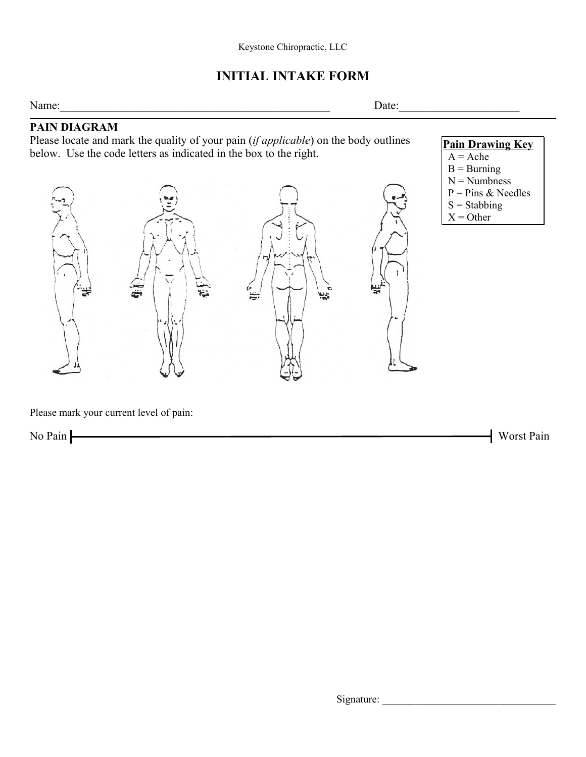Keystone Chiropractic, LLC

# INITIAL INTAKE FORM

Name:_______________________________________________ Date:_____________________

## PAIN DIAGRAM

Please locate and mark the quality of your pain (*if applicable*) on the body outlines below. Use the code letters as indicated in the box to the right.

**Pain Drawing Key**
- A = Ache
- B = Burning
- N = Numbness
- P = Pins & Needles
- S = Stabbing
- X = Other

Please mark your current level of pain:

No Pain |————————————————————————————————| Worst Pain

Signature: _________________________________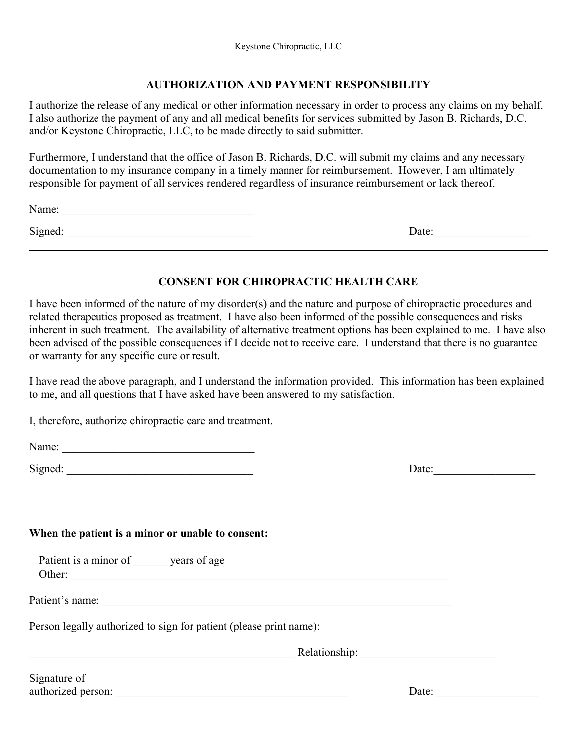Keystone Chiropractic, LLC

## AUTHORIZATION AND PAYMENT RESPONSIBILITY

I authorize the release of any medical or other information necessary in order to process any claims on my behalf. I also authorize the payment of any and all medical benefits for services submitted by Jason B. Richards, D.C. and/or Keystone Chiropractic, LLC, to be made directly to said submitter.

Furthermore, I understand that the office of Jason B. Richards, D.C. will submit my claims and any necessary documentation to my insurance company in a timely manner for reimbursement. However, I am ultimately responsible for payment of all services rendered regardless of insurance reimbursement or lack thereof.

Name: ___________________________________

Signed: __________________________________ Date:_________________

---

## CONSENT FOR CHIROPRACTIC HEALTH CARE

I have been informed of the nature of my disorder(s) and the nature and purpose of chiropractic procedures and related therapeutics proposed as treatment. I have also been informed of the possible consequences and risks inherent in such treatment. The availability of alternative treatment options has been explained to me. I have also been advised of the possible consequences if I decide not to receive care. I understand that there is no guarantee or warranty for any specific cure or result.

I have read the above paragraph, and I understand the information provided. This information has been explained to me, and all questions that I have asked have been answered to my satisfaction.

I, therefore, authorize chiropractic care and treatment.

Name: ___________________________________

Signed: __________________________________ Date:__________________

**When the patient is a minor or unable to consent:**

Patient is a minor of ______ years of age
Other: ________________________________________________________________________

Patient's name: ____________________________________________________________________

Person legally authorized to sign for patient (please print name):

_________________________________________________ Relationship: ________________________

Signature of
authorized person: __________________________________________ Date: __________________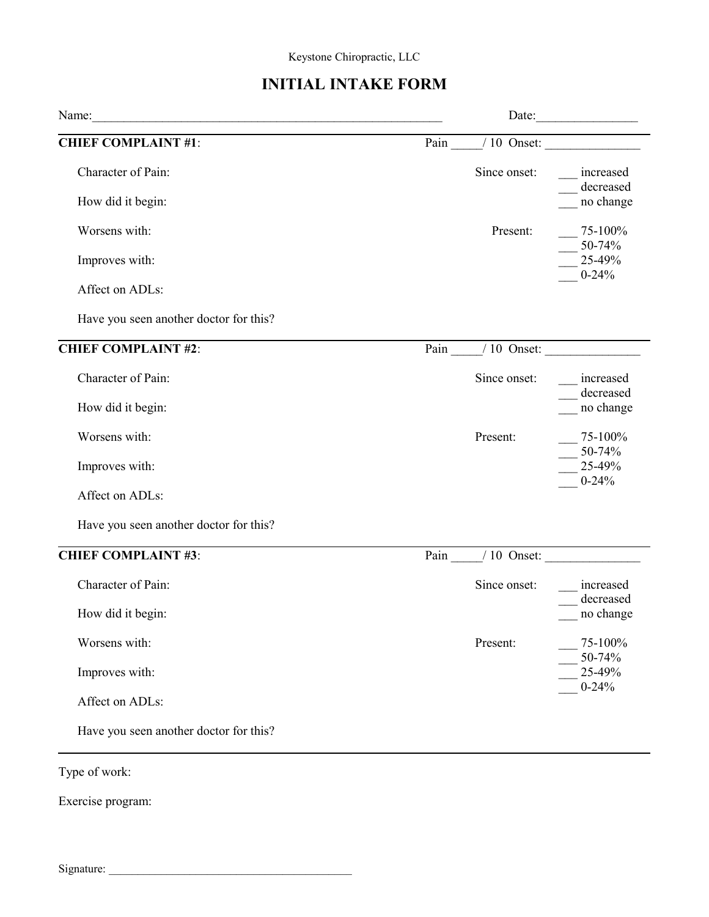Keystone Chiropractic, LLC

# INITIAL INTAKE FORM

Name:_______________________________________________________ Date:________________

---

**CHIEF COMPLAINT #1**: Pain _____/ 10 Onset: _______________

Character of Pain:

How did it begin:

Worsens with:

Improves with:

Affect on ADLs:

Have you seen another doctor for this?

Since onset:
- ___ increased
- ___ decreased
- ___ no change

Present:
- ___ 75-100%
- ___ 50-74%
- ___ 25-49%
- ___ 0-24%

---

**CHIEF COMPLAINT #2**: Pain _____/ 10 Onset: _______________

Character of Pain:

How did it begin:

Worsens with:

Improves with:

Affect on ADLs:

Have you seen another doctor for this?

Since onset:
- ___ increased
- ___ decreased
- ___ no change

Present:
- ___ 75-100%
- ___ 50-74%
- ___ 25-49%
- ___ 0-24%

---

**CHIEF COMPLAINT #3**: Pain _____/ 10 Onset: _______________

Character of Pain:

How did it begin:

Worsens with:

Improves with:

Affect on ADLs:

Have you seen another doctor for this?

Since onset:
- ___ increased
- ___ decreased
- ___ no change

Present:
- ___ 75-100%
- ___ 50-74%
- ___ 25-49%
- ___ 0-24%

---

Type of work:

Exercise program:

Signature: ___________________________________________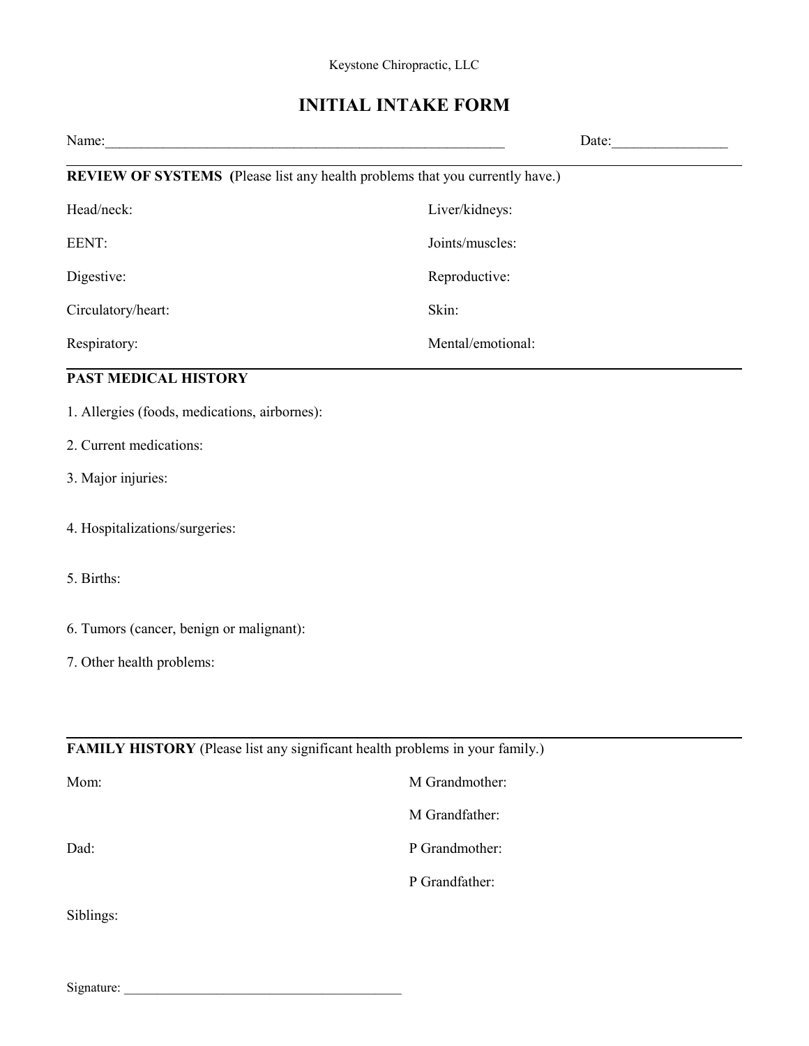Keystone Chiropractic, LLC

# INITIAL INTAKE FORM

Name:\_\_\_\_\_\_\_\_\_\_\_\_\_\_\_\_\_\_\_\_\_\_\_\_\_\_\_\_\_\_\_\_\_\_\_\_\_\_\_\_\_\_\_\_\_\_\_\_\_\_\_\_\_\_\_\_\_ Date:\_\_\_\_\_\_\_\_\_\_\_\_\_\_\_\_

**REVIEW OF SYSTEMS (**Please list any health problems that you currently have.)

Head/neck:

EENT:

Digestive:

Circulatory/heart:

Respiratory:

Liver/kidneys:

Joints/muscles:

Reproductive:

Skin:

Mental/emotional:

**PAST MEDICAL HISTORY**

1. Allergies (foods, medications, airbornes):
2. Current medications:
3. Major injuries:
4. Hospitalizations/surgeries:
5. Births:
6. Tumors (cancer, benign or malignant):
7. Other health problems:

**FAMILY HISTORY** (Please list any significant health problems in your family.)

Mom:

Dad:

Siblings:

M Grandmother:

M Grandfather:

P Grandmother:

P Grandfather:

Signature: \_\_\_\_\_\_\_\_\_\_\_\_\_\_\_\_\_\_\_\_\_\_\_\_\_\_\_\_\_\_\_\_\_\_\_\_\_\_\_\_\_